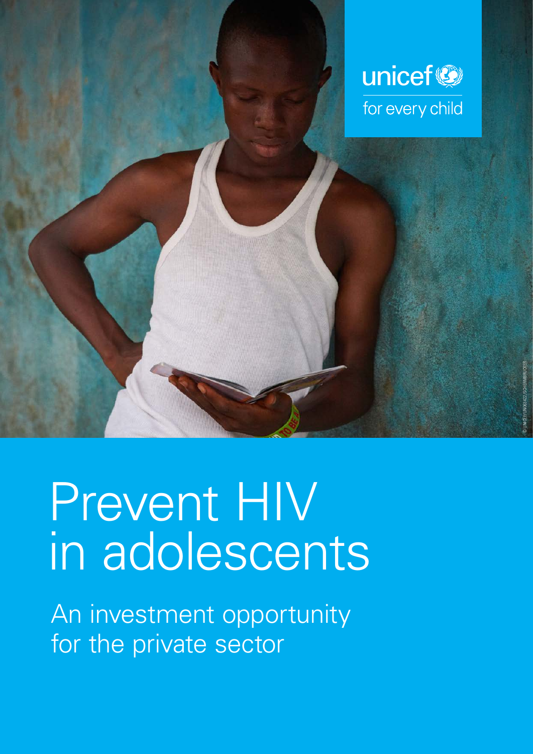unicef for every child

# Prevent HIV in adolescents

## An investment opportunity for the private sector

© UNICEF/UN063422/SCHERMBRUCKER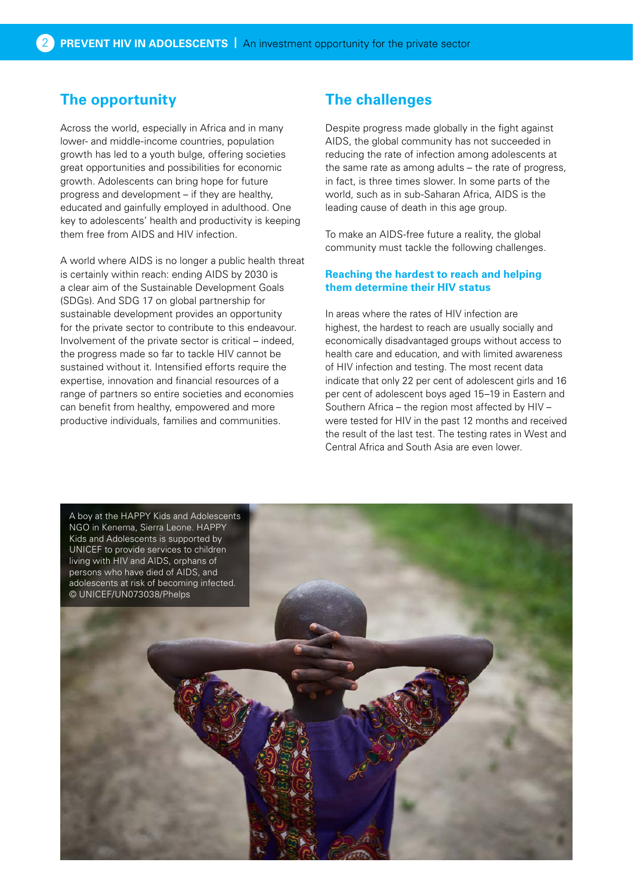## The opportunity

Across the world, especially in Africa and in many lower- and middle-income countries, population growth has led to a youth bulge, offering societies great opportunities and possibilities for economic growth. Adolescents can bring hope for future progress and development – if they are healthy, educated and gainfully employed in adulthood. One key to adolescents' health and productivity is keeping them free from AIDS and HIV infection.

A world where AIDS is no longer a public health threat is certainly within reach: ending AIDS by 2030 is a clear aim of the Sustainable Development Goals (SDGs). And SDG 17 on global partnership for sustainable development provides an opportunity for the private sector to contribute to this endeavour. Involvement of the private sector is critical – indeed, the progress made so far to tackle HIV cannot be sustained without it. Intensified efforts require the expertise, innovation and financial resources of a range of partners so entire societies and economies can benefit from healthy, empowered and more productive individuals, families and communities.

## The challenges

Despite progress made globally in the fight against AIDS, the global community has not succeeded in reducing the rate of infection among adolescents at the same rate as among adults – the rate of progress, in fact, is three times slower. In some parts of the world, such as in sub-Saharan Africa, AIDS is the leading cause of death in this age group.

To make an AIDS-free future a reality, the global community must tackle the following challenges.

### Reaching the hardest to reach and helping them determine their HIV status

In areas where the rates of HIV infection are highest, the hardest to reach are usually socially and economically disadvantaged groups without access to health care and education, and with limited awareness of HIV infection and testing. The most recent data indicate that only 22 per cent of adolescent girls and 16 per cent of adolescent boys aged 15–19 in Eastern and Southern Africa – the region most affected by HIV – were tested for HIV in the past 12 months and received the result of the last test. The testing rates in West and Central Africa and South Asia are even lower.

A boy at the HAPPY Kids and Adolescents NGO in Kenema, Sierra Leone. HAPPY Kids and Adolescents is supported by UNICEF to provide services to children living with HIV and AIDS, orphans of persons who have died of AIDS, and adolescents at risk of becoming infected. © UNICEF/UN073038/Phelps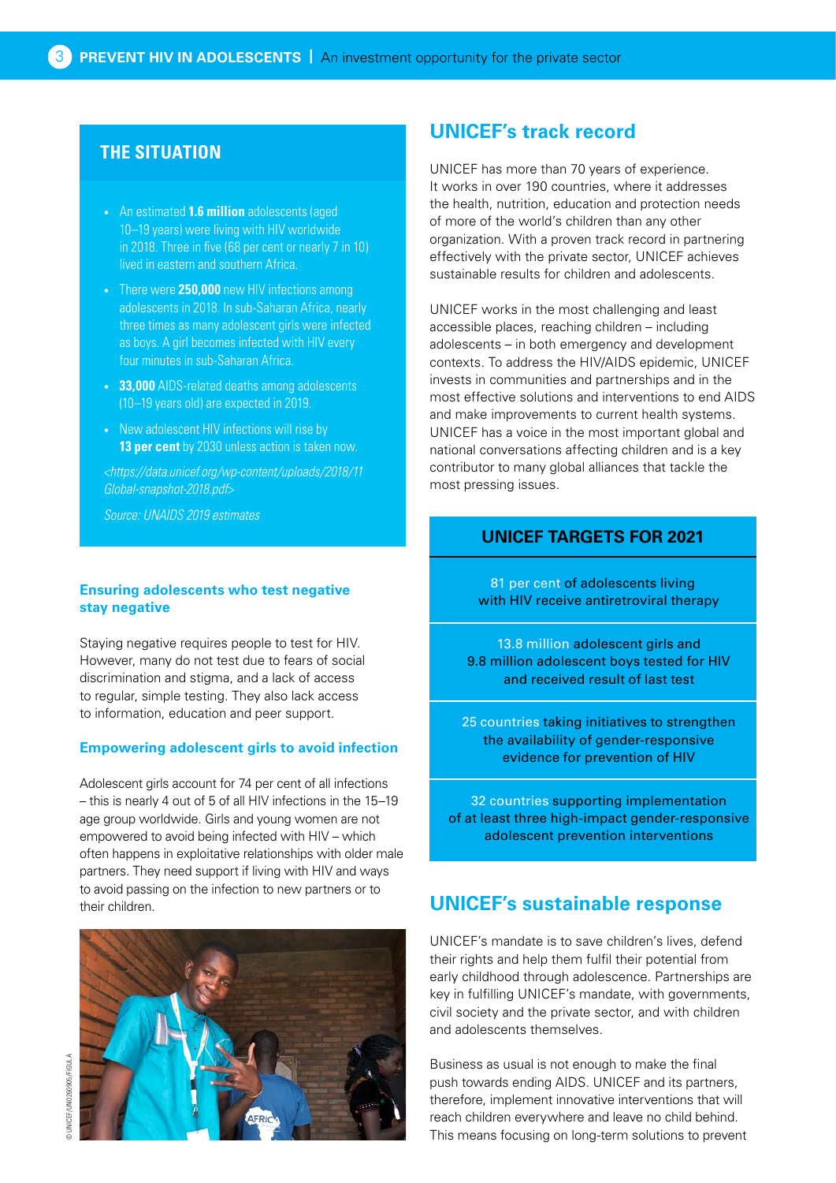## THE SITUATION

- An estimated **1.6 million** adolescents (aged 10–19 years) were living with HIV worldwide in 2018. Three in five (68 per cent or nearly 7 in 10) lived in eastern and southern Africa.
- There were **250,000** new HIV infections among adolescents in 2018. In sub-Saharan Africa, nearly three times as many adolescent girls were infected as boys. A girl becomes infected with HIV every four minutes in sub-Saharan Africa.
- **33,000** AIDS-related deaths among adolescents (10–19 years old) are expected in 2019.
- New adolescent HIV infections will rise by **13 per cent** by 2030 unless action is taken now.

*<https://data.unicef.org/wp-content/uploads/2018/11 Global-snapshot-2018.pdf>*

*Source: UNAIDS 2019 estimates*

### Ensuring adolescents who test negative stay negative

Staying negative requires people to test for HIV. However, many do not test due to fears of social discrimination and stigma, and a lack of access to regular, simple testing. They also lack access to information, education and peer support.

### Empowering adolescent girls to avoid infection

Adolescent girls account for 74 per cent of all infections – this is nearly 4 out of 5 of all HIV infections in the 15–19 age group worldwide. Girls and young women are not empowered to avoid being infected with HIV – which often happens in exploitative relationships with older male partners. They need support if living with HIV and ways to avoid passing on the infection to new partners or to their children.

© UNICEF/UN0269905/FIGULA

## UNICEF's track record

UNICEF has more than 70 years of experience. It works in over 190 countries, where it addresses the health, nutrition, education and protection needs of more of the world's children than any other organization. With a proven track record in partnering effectively with the private sector, UNICEF achieves sustainable results for children and adolescents.

UNICEF works in the most challenging and least accessible places, reaching children – including adolescents – in both emergency and development contexts. To address the HIV/AIDS epidemic, UNICEF invests in communities and partnerships and in the most effective solutions and interventions to end AIDS and make improvements to current health systems. UNICEF has a voice in the most important global and national conversations affecting children and is a key contributor to many global alliances that tackle the most pressing issues.

### UNICEF TARGETS FOR 2021

- 81 per cent of adolescents living with HIV receive antiretroviral therapy
- 13.8 million adolescent girls and 9.8 million adolescent boys tested for HIV and received result of last test
- 25 countries taking initiatives to strengthen the availability of gender-responsive evidence for prevention of HIV
- 32 countries supporting implementation of at least three high-impact gender-responsive adolescent prevention interventions

## UNICEF's sustainable response

UNICEF's mandate is to save children's lives, defend their rights and help them fulfil their potential from early childhood through adolescence. Partnerships are key in fulfilling UNICEF's mandate, with governments, civil society and the private sector, and with children and adolescents themselves.

Business as usual is not enough to make the final push towards ending AIDS. UNICEF and its partners, therefore, implement innovative interventions that will reach children everywhere and leave no child behind. This means focusing on long-term solutions to prevent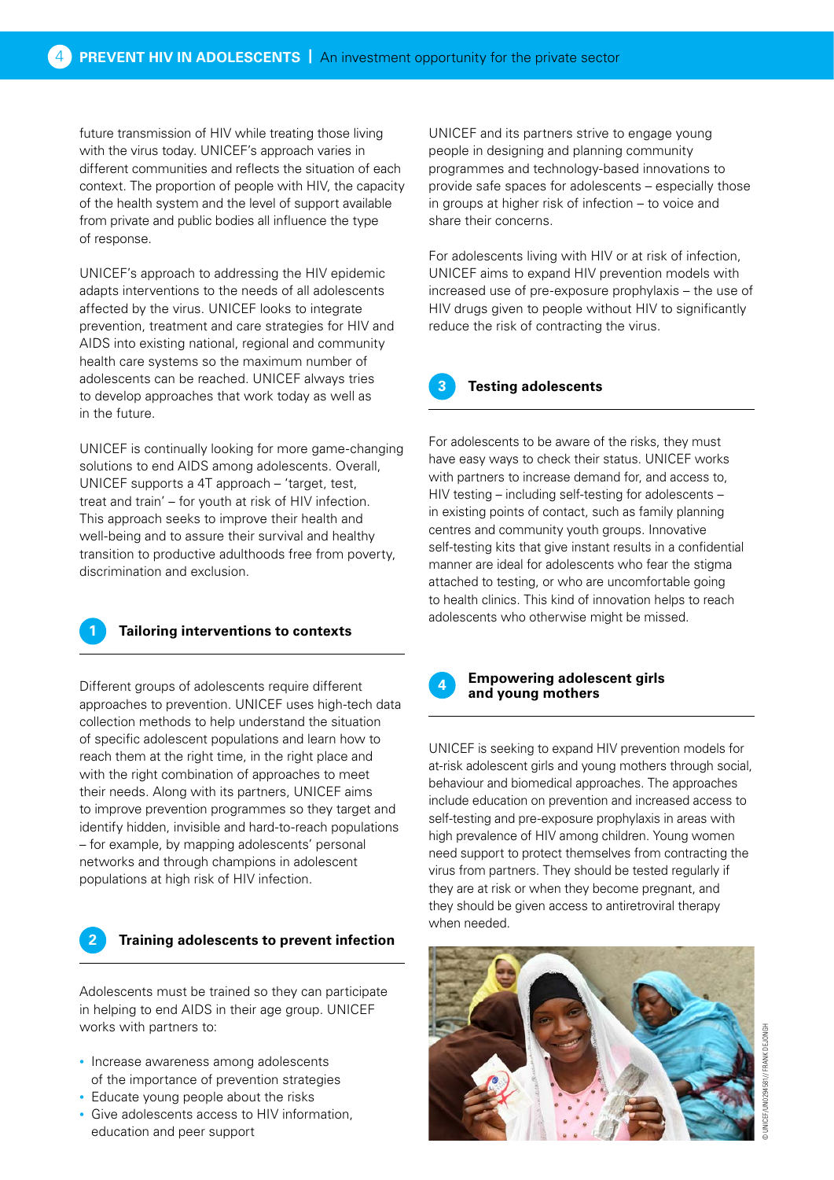future transmission of HIV while treating those living with the virus today. UNICEF's approach varies in different communities and reflects the situation of each context. The proportion of people with HIV, the capacity of the health system and the level of support available from private and public bodies all influence the type of response.

UNICEF's approach to addressing the HIV epidemic adapts interventions to the needs of all adolescents affected by the virus. UNICEF looks to integrate prevention, treatment and care strategies for HIV and AIDS into existing national, regional and community health care systems so the maximum number of adolescents can be reached. UNICEF always tries to develop approaches that work today as well as in the future.

UNICEF is continually looking for more game-changing solutions to end AIDS among adolescents. Overall, UNICEF supports a 4T approach – 'target, test, treat and train' – for youth at risk of HIV infection. This approach seeks to improve their health and well-being and to assure their survival and healthy transition to productive adulthoods free from poverty, discrimination and exclusion.

## 1 Tailoring interventions to contexts

Different groups of adolescents require different approaches to prevention. UNICEF uses high-tech data collection methods to help understand the situation of specific adolescent populations and learn how to reach them at the right time, in the right place and with the right combination of approaches to meet their needs. Along with its partners, UNICEF aims to improve prevention programmes so they target and identify hidden, invisible and hard-to-reach populations – for example, by mapping adolescents' personal networks and through champions in adolescent populations at high risk of HIV infection.

## 2 Training adolescents to prevent infection

Adolescents must be trained so they can participate in helping to end AIDS in their age group. UNICEF works with partners to:

- Increase awareness among adolescents of the importance of prevention strategies
- Educate young people about the risks
- Give adolescents access to HIV information, education and peer support

UNICEF and its partners strive to engage young people in designing and planning community programmes and technology-based innovations to provide safe spaces for adolescents – especially those in groups at higher risk of infection – to voice and share their concerns.

For adolescents living with HIV or at risk of infection, UNICEF aims to expand HIV prevention models with increased use of pre-exposure prophylaxis – the use of HIV drugs given to people without HIV to significantly reduce the risk of contracting the virus.

## 3 Testing adolescents

For adolescents to be aware of the risks, they must have easy ways to check their status. UNICEF works with partners to increase demand for, and access to, HIV testing – including self-testing for adolescents – in existing points of contact, such as family planning centres and community youth groups. Innovative self-testing kits that give instant results in a confidential manner are ideal for adolescents who fear the stigma attached to testing, or who are uncomfortable going to health clinics. This kind of innovation helps to reach adolescents who otherwise might be missed.

## 4 Empowering adolescent girls and young mothers

UNICEF is seeking to expand HIV prevention models for at-risk adolescent girls and young mothers through social, behaviour and biomedical approaches. The approaches include education on prevention and increased access to self-testing and pre-exposure prophylaxis in areas with high prevalence of HIV among children. Young women need support to protect themselves from contracting the virus from partners. They should be tested regularly if they are at risk or when they become pregnant, and they should be given access to antiretroviral therapy when needed.

© UNICEF/UN0294581//FRANK DEJONGH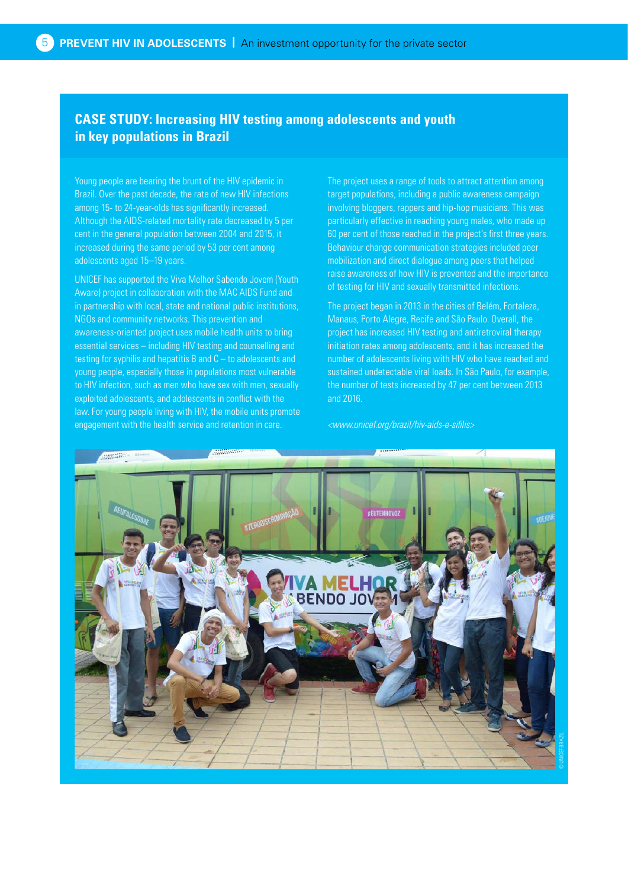## CASE STUDY: Increasing HIV testing among adolescents and youth in key populations in Brazil

Young people are bearing the brunt of the HIV epidemic in Brazil. Over the past decade, the rate of new HIV infections among 15- to 24-year-olds has significantly increased. Although the AIDS-related mortality rate decreased by 5 per cent in the general population between 2004 and 2015, it increased during the same period by 53 per cent among adolescents aged 15–19 years.

UNICEF has supported the Viva Melhor Sabendo Jovem (Youth Aware) project in collaboration with the MAC AIDS Fund and in partnership with local, state and national public institutions, NGOs and community networks. This prevention and awareness-oriented project uses mobile health units to bring essential services – including HIV testing and counselling and testing for syphilis and hepatitis B and C – to adolescents and young people, especially those in populations most vulnerable to HIV infection, such as men who have sex with men, sexually exploited adolescents, and adolescents in conflict with the law. For young people living with HIV, the mobile units promote engagement with the health service and retention in care.

The project uses a range of tools to attract attention among target populations, including a public awareness campaign involving bloggers, rappers and hip-hop musicians. This was particularly effective in reaching young males, who made up 60 per cent of those reached in the project's first three years. Behaviour change communication strategies included peer mobilization and direct dialogue among peers that helped raise awareness of how HIV is prevented and the importance of testing for HIV and sexually transmitted infections.

The project began in 2013 in the cities of Belém, Fortaleza, Manaus, Porto Alegre, Recife and São Paulo. Overall, the project has increased HIV testing and antiretroviral therapy initiation rates among adolescents, and it has increased the number of adolescents living with HIV who have reached and sustained undetectable viral loads. In São Paulo, for example, the number of tests increased by 47 per cent between 2013 and 2016.

*<www.unicef.org/brazil/hiv-aids-e-sifilis>*

© UNICEF BRAZIL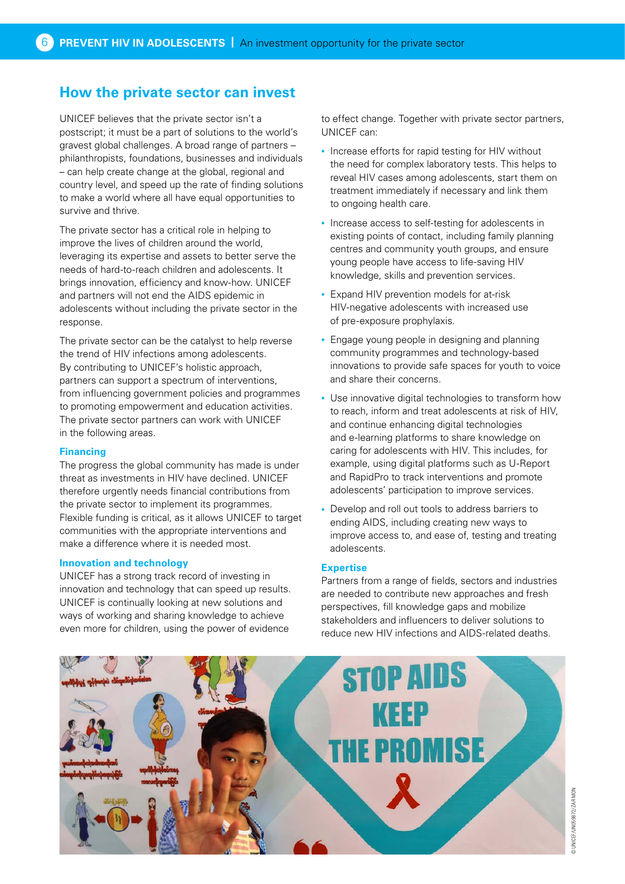## How the private sector can invest

UNICEF believes that the private sector isn't a postscript; it must be a part of solutions to the world's gravest global challenges. A broad range of partners – philanthropists, foundations, businesses and individuals – can help create change at the global, regional and country level, and speed up the rate of finding solutions to make a world where all have equal opportunities to survive and thrive.

The private sector has a critical role in helping to improve the lives of children around the world, leveraging its expertise and assets to better serve the needs of hard-to-reach children and adolescents. It brings innovation, efficiency and know-how. UNICEF and partners will not end the AIDS epidemic in adolescents without including the private sector in the response.

The private sector can be the catalyst to help reverse the trend of HIV infections among adolescents. By contributing to UNICEF's holistic approach, partners can support a spectrum of interventions, from influencing government policies and programmes to promoting empowerment and education activities. The private sector partners can work with UNICEF in the following areas.

### Financing

The progress the global community has made is under threat as investments in HIV have declined. UNICEF therefore urgently needs financial contributions from the private sector to implement its programmes. Flexible funding is critical, as it allows UNICEF to target communities with the appropriate interventions and make a difference where it is needed most.

### Innovation and technology

UNICEF has a strong track record of investing in innovation and technology that can speed up results. UNICEF is continually looking at new solutions and ways of working and sharing knowledge to achieve even more for children, using the power of evidence to effect change. Together with private sector partners, UNICEF can:

- Increase efforts for rapid testing for HIV without the need for complex laboratory tests. This helps to reveal HIV cases among adolescents, start them on treatment immediately if necessary and link them to ongoing health care.
- Increase access to self-testing for adolescents in existing points of contact, including family planning centres and community youth groups, and ensure young people have access to life-saving HIV knowledge, skills and prevention services.
- Expand HIV prevention models for at-risk HIV-negative adolescents with increased use of pre-exposure prophylaxis.
- Engage young people in designing and planning community programmes and technology-based innovations to provide safe spaces for youth to voice and share their concerns.
- Use innovative digital technologies to transform how to reach, inform and treat adolescents at risk of HIV, and continue enhancing digital technologies and e-learning platforms to share knowledge on caring for adolescents with HIV. This includes, for example, using digital platforms such as U-Report and RapidPro to track interventions and promote adolescents' participation to improve services.
- Develop and roll out tools to address barriers to ending AIDS, including creating new ways to improve access to, and ease of, testing and treating adolescents.

### Expertise

Partners from a range of fields, sectors and industries are needed to contribute new approaches and fresh perspectives, fill knowledge gaps and mobilize stakeholders and influencers to deliver solutions to reduce new HIV infections and AIDS-related deaths.

© UNICEF/UN059872/ZAR MON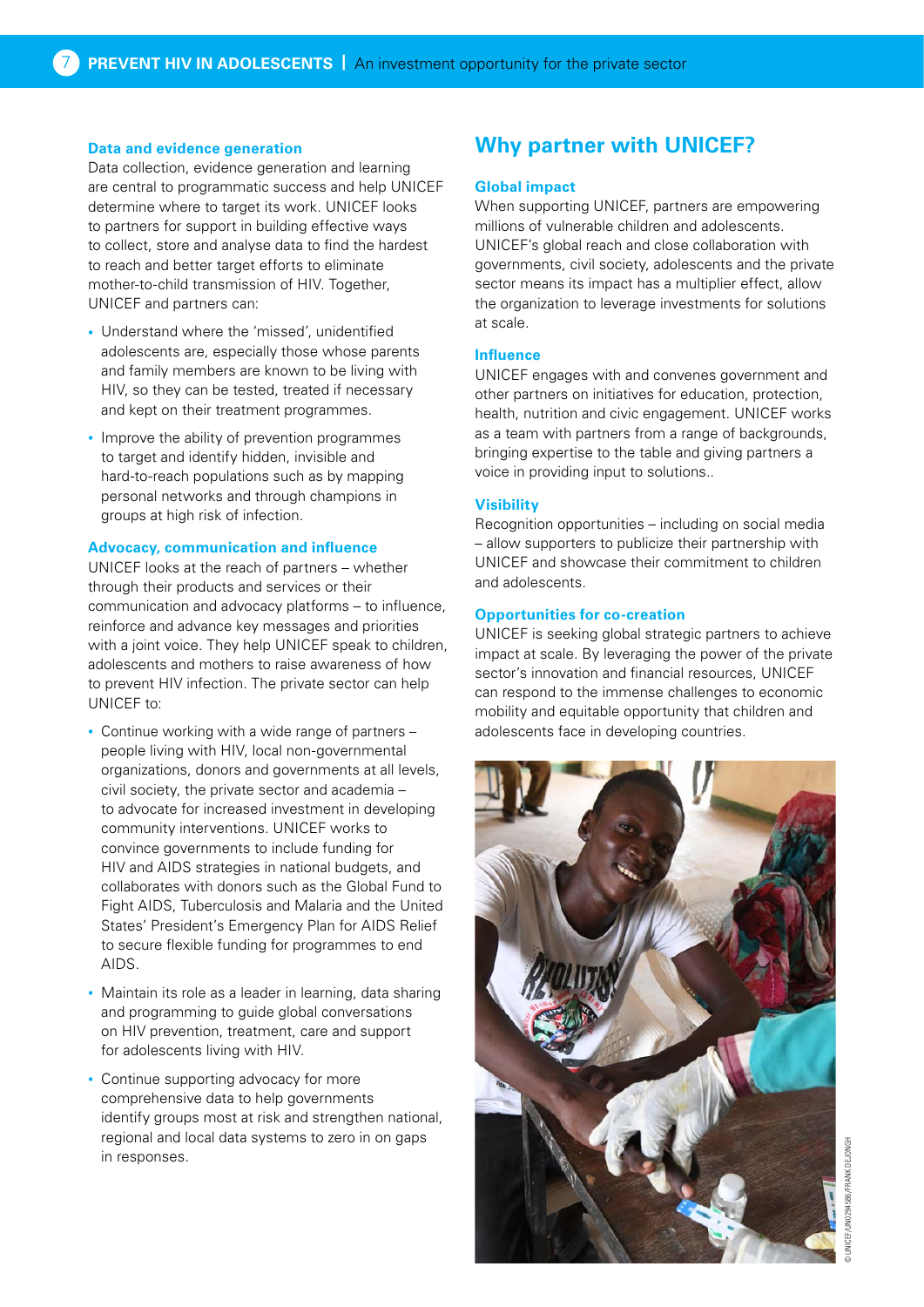### Data and evidence generation

Data collection, evidence generation and learning are central to programmatic success and help UNICEF determine where to target its work. UNICEF looks to partners for support in building effective ways to collect, store and analyse data to find the hardest to reach and better target efforts to eliminate mother-to-child transmission of HIV. Together, UNICEF and partners can:

- Understand where the 'missed', unidentified adolescents are, especially those whose parents and family members are known to be living with HIV, so they can be tested, treated if necessary and kept on their treatment programmes.
- Improve the ability of prevention programmes to target and identify hidden, invisible and hard-to-reach populations such as by mapping personal networks and through champions in groups at high risk of infection.

### Advocacy, communication and influence

UNICEF looks at the reach of partners – whether through their products and services or their communication and advocacy platforms – to influence, reinforce and advance key messages and priorities with a joint voice. They help UNICEF speak to children, adolescents and mothers to raise awareness of how to prevent HIV infection. The private sector can help UNICEF to:

- Continue working with a wide range of partners – people living with HIV, local non-governmental organizations, donors and governments at all levels, civil society, the private sector and academia – to advocate for increased investment in developing community interventions. UNICEF works to convince governments to include funding for HIV and AIDS strategies in national budgets, and collaborates with donors such as the Global Fund to Fight AIDS, Tuberculosis and Malaria and the United States' President's Emergency Plan for AIDS Relief to secure flexible funding for programmes to end AIDS.
- Maintain its role as a leader in learning, data sharing and programming to guide global conversations on HIV prevention, treatment, care and support for adolescents living with HIV.
- Continue supporting advocacy for more comprehensive data to help governments identify groups most at risk and strengthen national, regional and local data systems to zero in on gaps in responses.

## Why partner with UNICEF?

### Global impact

When supporting UNICEF, partners are empowering millions of vulnerable children and adolescents. UNICEF's global reach and close collaboration with governments, civil society, adolescents and the private sector means its impact has a multiplier effect, allow the organization to leverage investments for solutions at scale.

### Influence

UNICEF engages with and convenes government and other partners on initiatives for education, protection, health, nutrition and civic engagement. UNICEF works as a team with partners from a range of backgrounds, bringing expertise to the table and giving partners a voice in providing input to solutions..

### Visibility

Recognition opportunities – including on social media – allow supporters to publicize their partnership with UNICEF and showcase their commitment to children and adolescents.

### Opportunities for co-creation

UNICEF is seeking global strategic partners to achieve impact at scale. By leveraging the power of the private sector's innovation and financial resources, UNICEF can respond to the immense challenges to economic mobility and equitable opportunity that children and adolescents face in developing countries.

© UNICEF/UN0294586/FRANK DEJONGH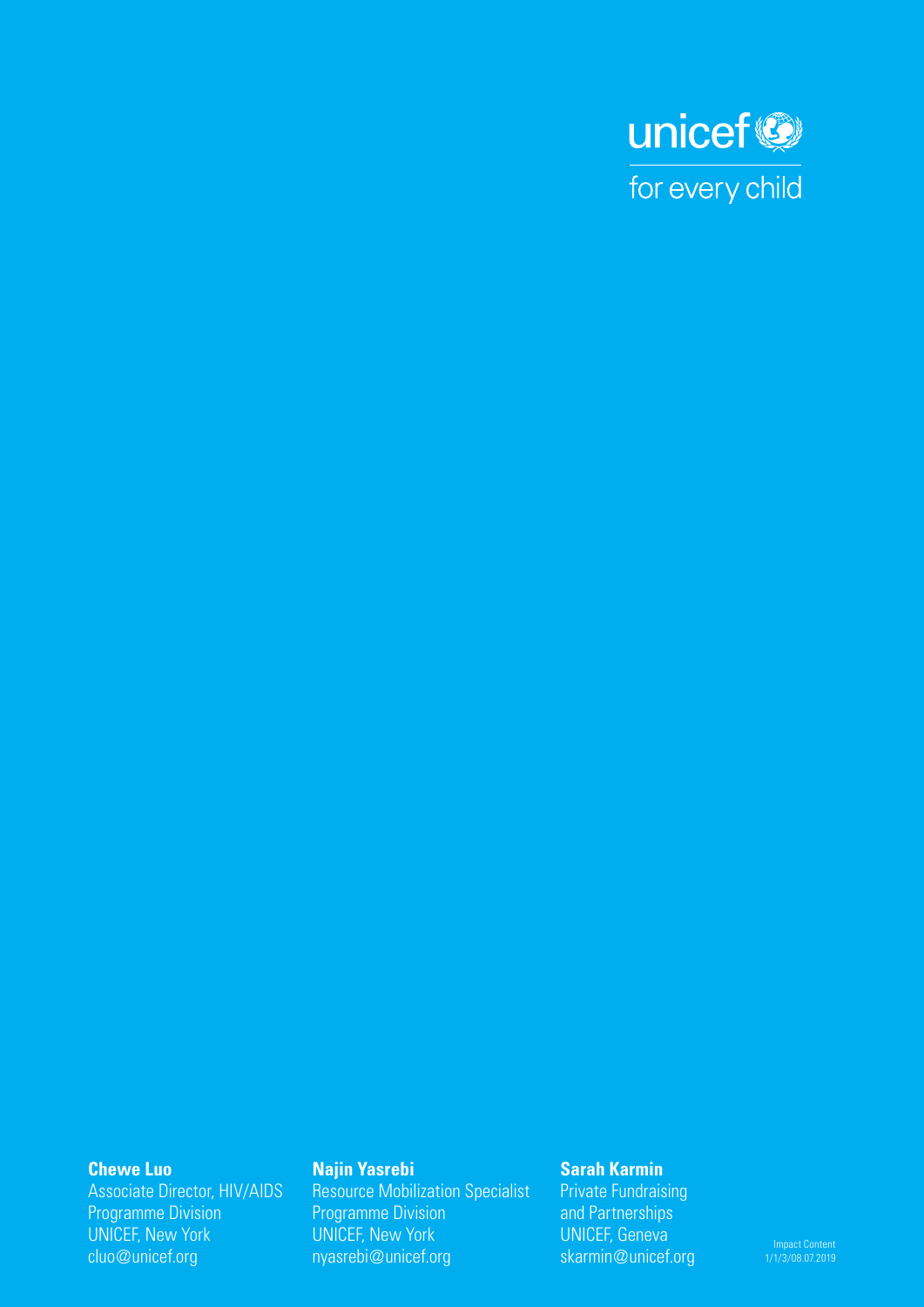unicef

for every child

**Chewe Luo**
Associate Director, HIV/AIDS
Programme Division
UNICEF, New York
cluo@unicef.org

**Najin Yasrebi**
Resource Mobilization Specialist
Programme Division
UNICEF, New York
nyasrebi@unicef.org

**Sarah Karmin**
Private Fundraising
and Partnerships
UNICEF, Geneva
skarmin@unicef.org

Impact Content
1/1/3/08.07.2019